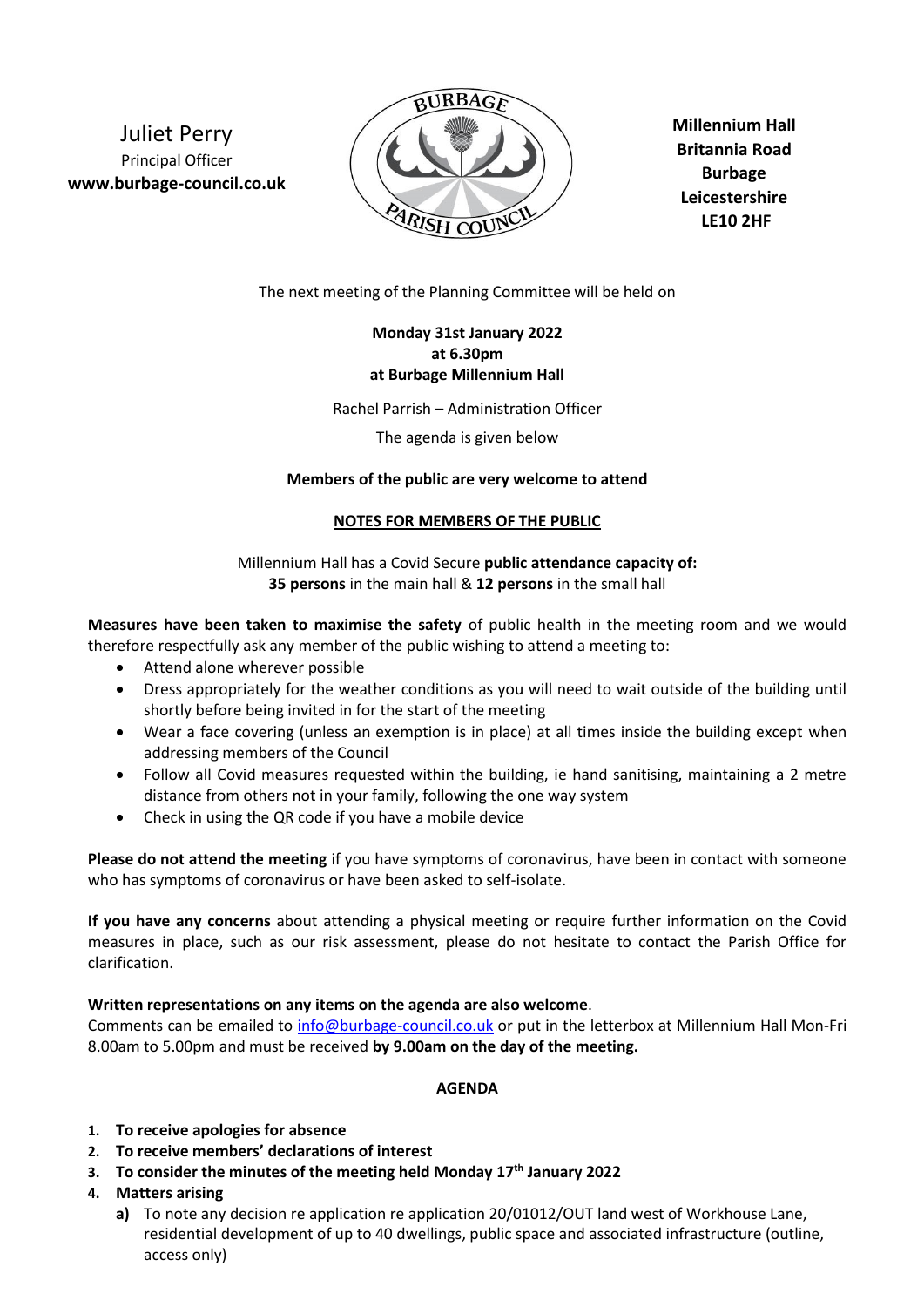Juliet Perry
Principal Officer
**www.burbage-council.co.uk**

**Millennium Hall**
**Britannia Road**
**Burbage**
**Leicestershire**
**LE10 2HF**

The next meeting of the Planning Committee will be held on

**Monday 31st January 2022**
**at 6.30pm**
**at Burbage Millennium Hall**

Rachel Parrish – Administration Officer

The agenda is given below

**Members of the public are very welcome to attend**

**NOTES FOR MEMBERS OF THE PUBLIC**

Millennium Hall has a Covid Secure **public attendance capacity of:**
**35 persons** in the main hall & **12 persons** in the small hall

**Measures have been taken to maximise the safety** of public health in the meeting room and we would therefore respectfully ask any member of the public wishing to attend a meeting to:

- Attend alone wherever possible
- Dress appropriately for the weather conditions as you will need to wait outside of the building until shortly before being invited in for the start of the meeting
- Wear a face covering (unless an exemption is in place) at all times inside the building except when addressing members of the Council
- Follow all Covid measures requested within the building, ie hand sanitising, maintaining a 2 metre distance from others not in your family, following the one way system
- Check in using the QR code if you have a mobile device

**Please do not attend the meeting** if you have symptoms of coronavirus, have been in contact with someone who has symptoms of coronavirus or have been asked to self-isolate.

**If you have any concerns** about attending a physical meeting or require further information on the Covid measures in place, such as our risk assessment, please do not hesitate to contact the Parish Office for clarification.

**Written representations on any items on the agenda are also welcome**.
Comments can be emailed to info@burbage-council.co.uk or put in the letterbox at Millennium Hall Mon-Fri 8.00am to 5.00pm and must be received **by 9.00am on the day of the meeting.**

**AGENDA**

1. **To receive apologies for absence**
2. **To receive members' declarations of interest**
3. **To consider the minutes of the meeting held Monday 17th January 2022**
4. **Matters arising**
   a) To note any decision re application re application 20/01012/OUT land west of Workhouse Lane, residential development of up to 40 dwellings, public space and associated infrastructure (outline, access only)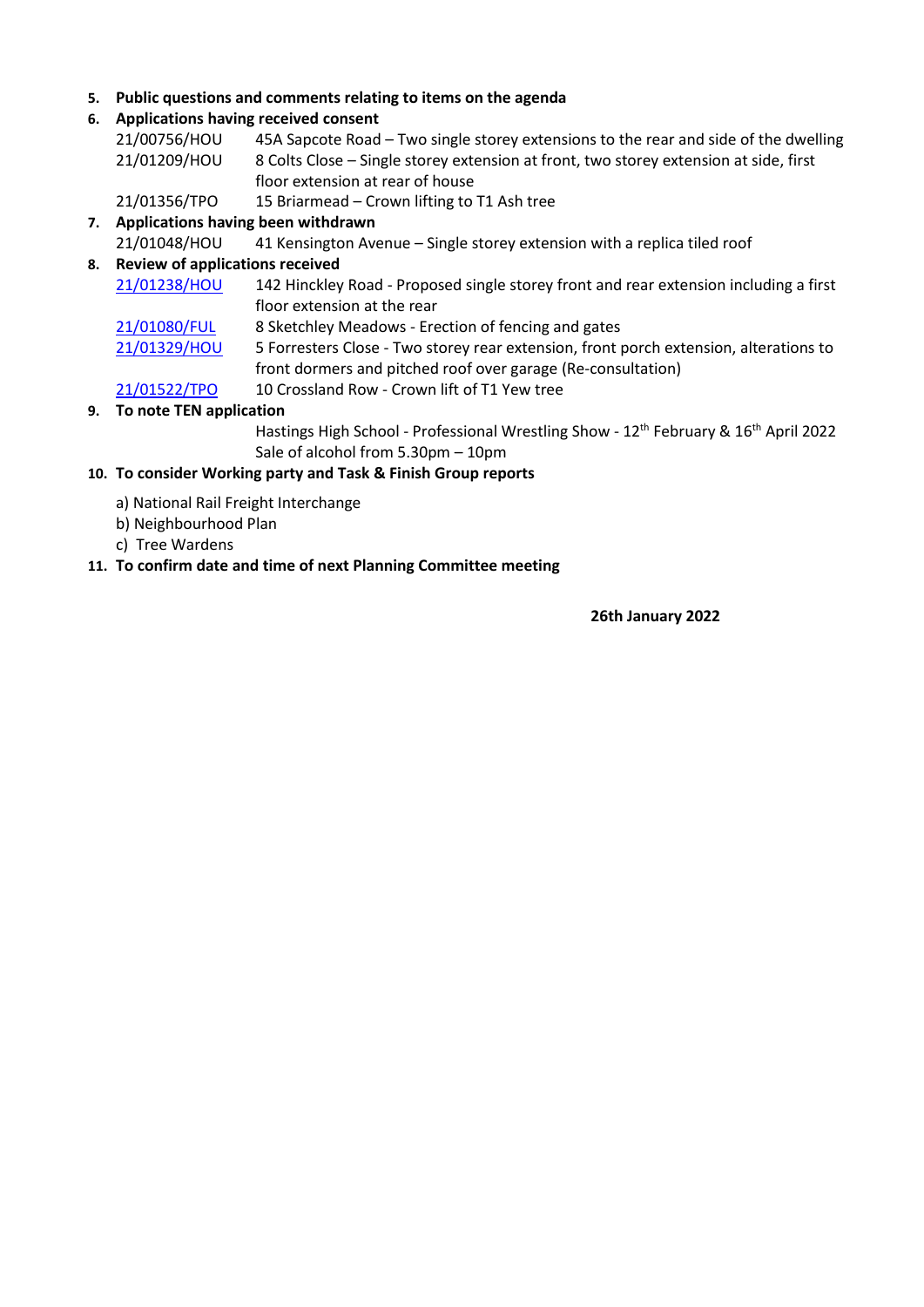5. **Public questions and comments relating to items on the agenda**
6. **Applications having received consent**

| | |
|---|---|
| 21/00756/HOU | 45A Sapcote Road – Two single storey extensions to the rear and side of the dwelling |
| 21/01209/HOU | 8 Colts Close – Single storey extension at front, two storey extension at side, first floor extension at rear of house |
| 21/01356/TPO | 15 Briarmead – Crown lifting to T1 Ash tree |

7. **Applications having been withdrawn**

| | |
|---|---|
| 21/01048/HOU | 41 Kensington Avenue – Single storey extension with a replica tiled roof |

8. **Review of applications received**

| | |
|---|---|
| 21/01238/HOU | 142 Hinckley Road - Proposed single storey front and rear extension including a first floor extension at the rear |
| 21/01080/FUL | 8 Sketchley Meadows - Erection of fencing and gates |
| 21/01329/HOU | 5 Forresters Close - Two storey rear extension, front porch extension, alterations to front dormers and pitched roof over garage (Re-consultation) |
| 21/01522/TPO | 10 Crossland Row - Crown lift of T1 Yew tree |

9. **To note TEN application**

   Hastings High School - Professional Wrestling Show - 12th February & 16th April 2022
   Sale of alcohol from 5.30pm – 10pm

10. **To consider Working party and Task & Finish Group reports**

    a) National Rail Freight Interchange
    b) Neighbourhood Plan
    c) Tree Wardens

11. **To confirm date and time of next Planning Committee meeting**

**26th January 2022**